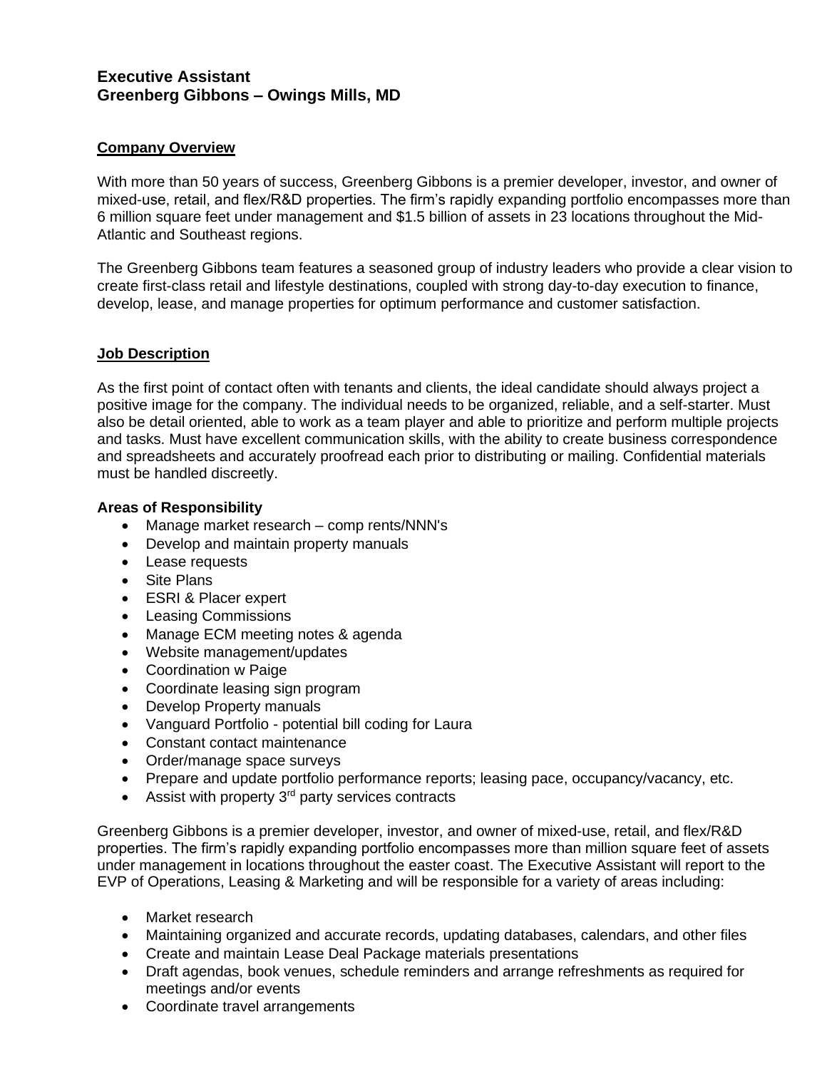# Executive Assistant
# Greenberg Gibbons – Owings Mills, MD

## Company Overview

With more than 50 years of success, Greenberg Gibbons is a premier developer, investor, and owner of mixed-use, retail, and flex/R&D properties. The firm's rapidly expanding portfolio encompasses more than 6 million square feet under management and $1.5 billion of assets in 23 locations throughout the Mid-Atlantic and Southeast regions.

The Greenberg Gibbons team features a seasoned group of industry leaders who provide a clear vision to create first-class retail and lifestyle destinations, coupled with strong day-to-day execution to finance, develop, lease, and manage properties for optimum performance and customer satisfaction.

## Job Description

As the first point of contact often with tenants and clients, the ideal candidate should always project a positive image for the company. The individual needs to be organized, reliable, and a self-starter. Must also be detail oriented, able to work as a team player and able to prioritize and perform multiple projects and tasks. Must have excellent communication skills, with the ability to create business correspondence and spreadsheets and accurately proofread each prior to distributing or mailing. Confidential materials must be handled discreetly.

**Areas of Responsibility**

- Manage market research – comp rents/NNN's
- Develop and maintain property manuals
- Lease requests
- Site Plans
- ESRI & Placer expert
- Leasing Commissions
- Manage ECM meeting notes & agenda
- Website management/updates
- Coordination w Paige
- Coordinate leasing sign program
- Develop Property manuals
- Vanguard Portfolio - potential bill coding for Laura
- Constant contact maintenance
- Order/manage space surveys
- Prepare and update portfolio performance reports; leasing pace, occupancy/vacancy, etc.
- Assist with property 3rd party services contracts

Greenberg Gibbons is a premier developer, investor, and owner of mixed-use, retail, and flex/R&D properties. The firm's rapidly expanding portfolio encompasses more than million square feet of assets under management in locations throughout the easter coast. The Executive Assistant will report to the EVP of Operations, Leasing & Marketing and will be responsible for a variety of areas including:

- Market research
- Maintaining organized and accurate records, updating databases, calendars, and other files
- Create and maintain Lease Deal Package materials presentations
- Draft agendas, book venues, schedule reminders and arrange refreshments as required for meetings and/or events
- Coordinate travel arrangements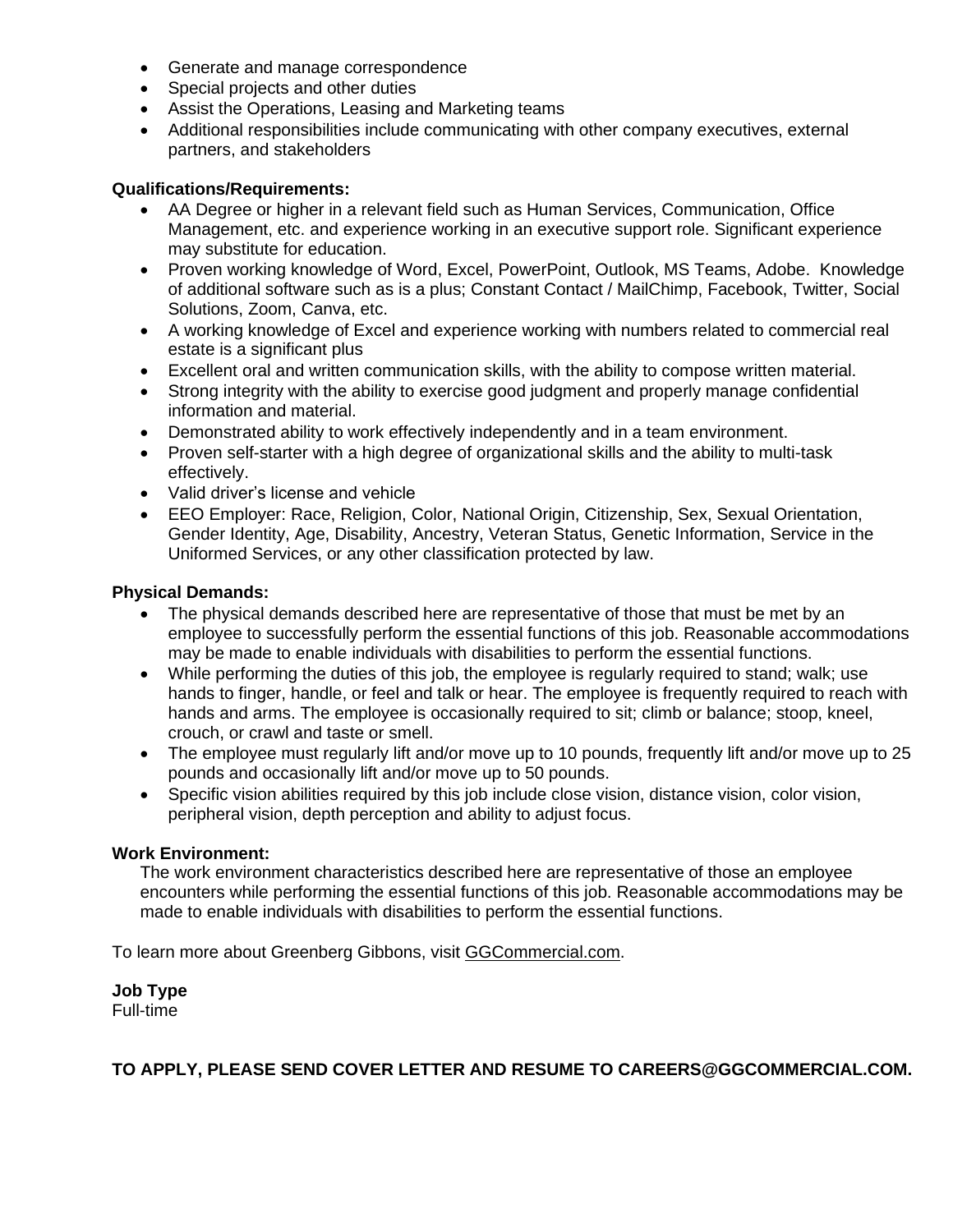- Generate and manage correspondence
- Special projects and other duties
- Assist the Operations, Leasing and Marketing teams
- Additional responsibilities include communicating with other company executives, external partners, and stakeholders

**Qualifications/Requirements:**

- AA Degree or higher in a relevant field such as Human Services, Communication, Office Management, etc. and experience working in an executive support role. Significant experience may substitute for education.
- Proven working knowledge of Word, Excel, PowerPoint, Outlook, MS Teams, Adobe. Knowledge of additional software such as is a plus; Constant Contact / MailChimp, Facebook, Twitter, Social Solutions, Zoom, Canva, etc.
- A working knowledge of Excel and experience working with numbers related to commercial real estate is a significant plus
- Excellent oral and written communication skills, with the ability to compose written material.
- Strong integrity with the ability to exercise good judgment and properly manage confidential information and material.
- Demonstrated ability to work effectively independently and in a team environment.
- Proven self-starter with a high degree of organizational skills and the ability to multi-task effectively.
- Valid driver's license and vehicle
- EEO Employer: Race, Religion, Color, National Origin, Citizenship, Sex, Sexual Orientation, Gender Identity, Age, Disability, Ancestry, Veteran Status, Genetic Information, Service in the Uniformed Services, or any other classification protected by law.

**Physical Demands:**

- The physical demands described here are representative of those that must be met by an employee to successfully perform the essential functions of this job. Reasonable accommodations may be made to enable individuals with disabilities to perform the essential functions.
- While performing the duties of this job, the employee is regularly required to stand; walk; use hands to finger, handle, or feel and talk or hear. The employee is frequently required to reach with hands and arms. The employee is occasionally required to sit; climb or balance; stoop, kneel, crouch, or crawl and taste or smell.
- The employee must regularly lift and/or move up to 10 pounds, frequently lift and/or move up to 25 pounds and occasionally lift and/or move up to 50 pounds.
- Specific vision abilities required by this job include close vision, distance vision, color vision, peripheral vision, depth perception and ability to adjust focus.

**Work Environment:**

The work environment characteristics described here are representative of those an employee encounters while performing the essential functions of this job. Reasonable accommodations may be made to enable individuals with disabilities to perform the essential functions.

To learn more about Greenberg Gibbons, visit GGCommercial.com.

**Job Type**
Full-time

**TO APPLY, PLEASE SEND COVER LETTER AND RESUME TO CAREERS@GGCOMMERCIAL.COM.**